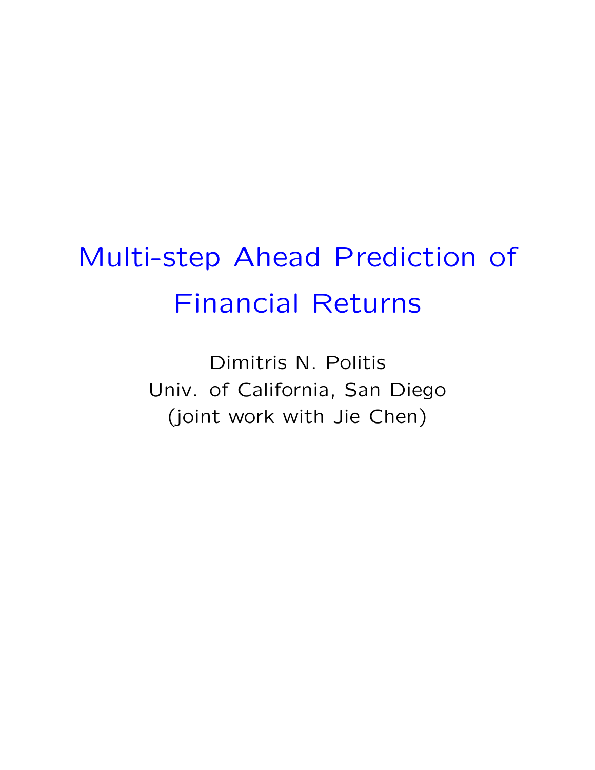# Multi-step Ahead Prediction of Financial Returns

Dimitris N. Politis
Univ. of California, San Diego
(joint work with Jie Chen)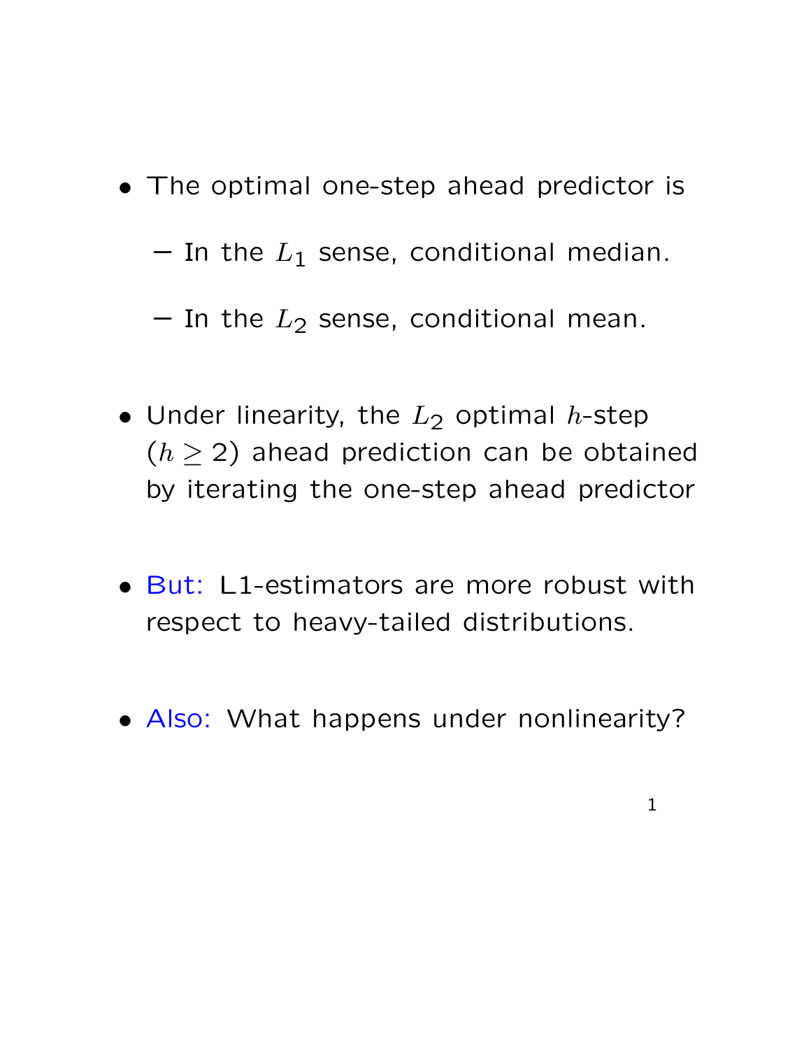- The optimal one-step ahead predictor is
  - In the $L_1$ sense, conditional median.
  - In the $L_2$ sense, conditional mean.
- Under linearity, the $L_2$ optimal $h$-step ($h \geq 2$) ahead prediction can be obtained by iterating the one-step ahead predictor
- **But:** L1-estimators are more robust with respect to heavy-tailed distributions.
- **Also:** What happens under nonlinearity?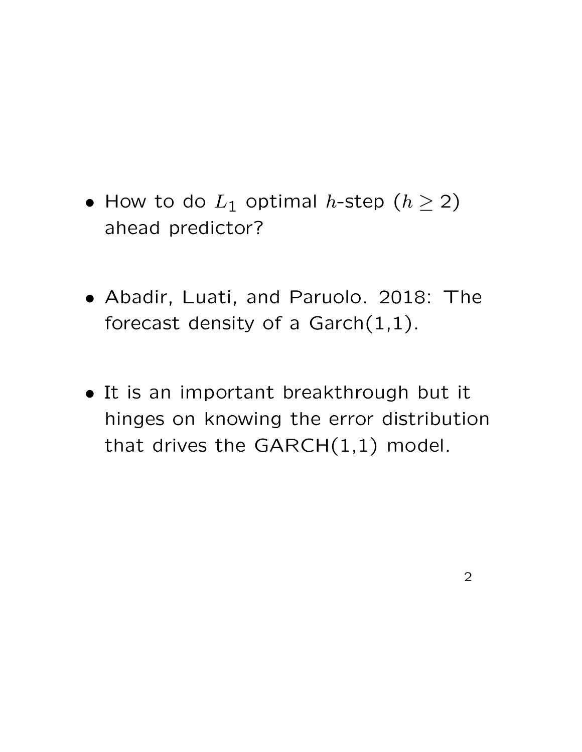- How to do $L_1$ optimal $h$-step ($h \geq 2$) ahead predictor?

- Abadir, Luati, and Paruolo. 2018: The forecast density of a Garch(1,1).

- It is an important breakthrough but it hinges on knowing the error distribution that drives the GARCH(1,1) model.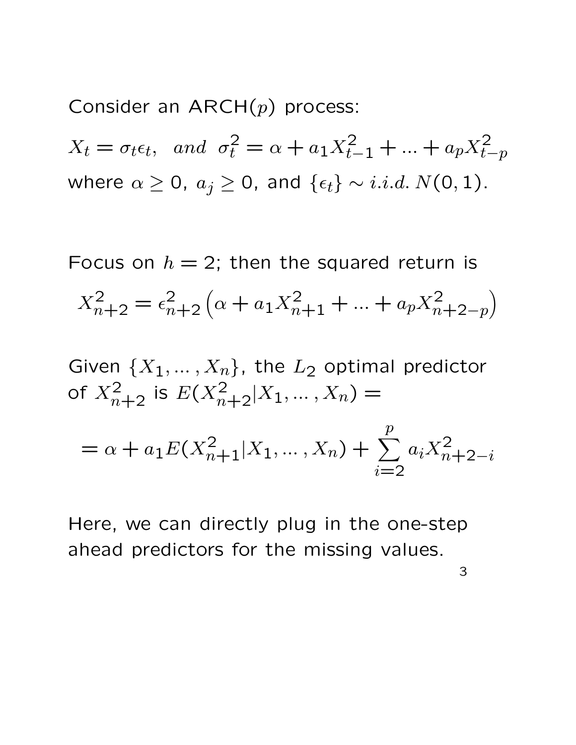Consider an ARCH($p$) process:

$$X_t = \sigma_t \epsilon_t, \quad and \;\; \sigma_t^2 = \alpha + a_1 X_{t-1}^2 + ... + a_p X_{t-p}^2$$

where $\alpha \geq 0$, $a_j \geq 0$, and $\{\epsilon_t\} \sim i.i.d.\, N(0, 1)$.

Focus on $h = 2$; then the squared return is

$$X_{n+2}^2 = \epsilon_{n+2}^2 \left( \alpha + a_1 X_{n+1}^2 + ... + a_p X_{n+2-p}^2 \right)$$

Given $\{X_1, \ldots, X_n\}$, the $L_2$ optimal predictor of $X_{n+2}^2$ is $E(X_{n+2}^2 | X_1, \ldots, X_n) =$

$$= \alpha + a_1 E(X_{n+1}^2 | X_1, \ldots, X_n) + \sum_{i=2}^{p} a_i X_{n+2-i}^2$$

Here, we can directly plug in the one-step ahead predictors for the missing values.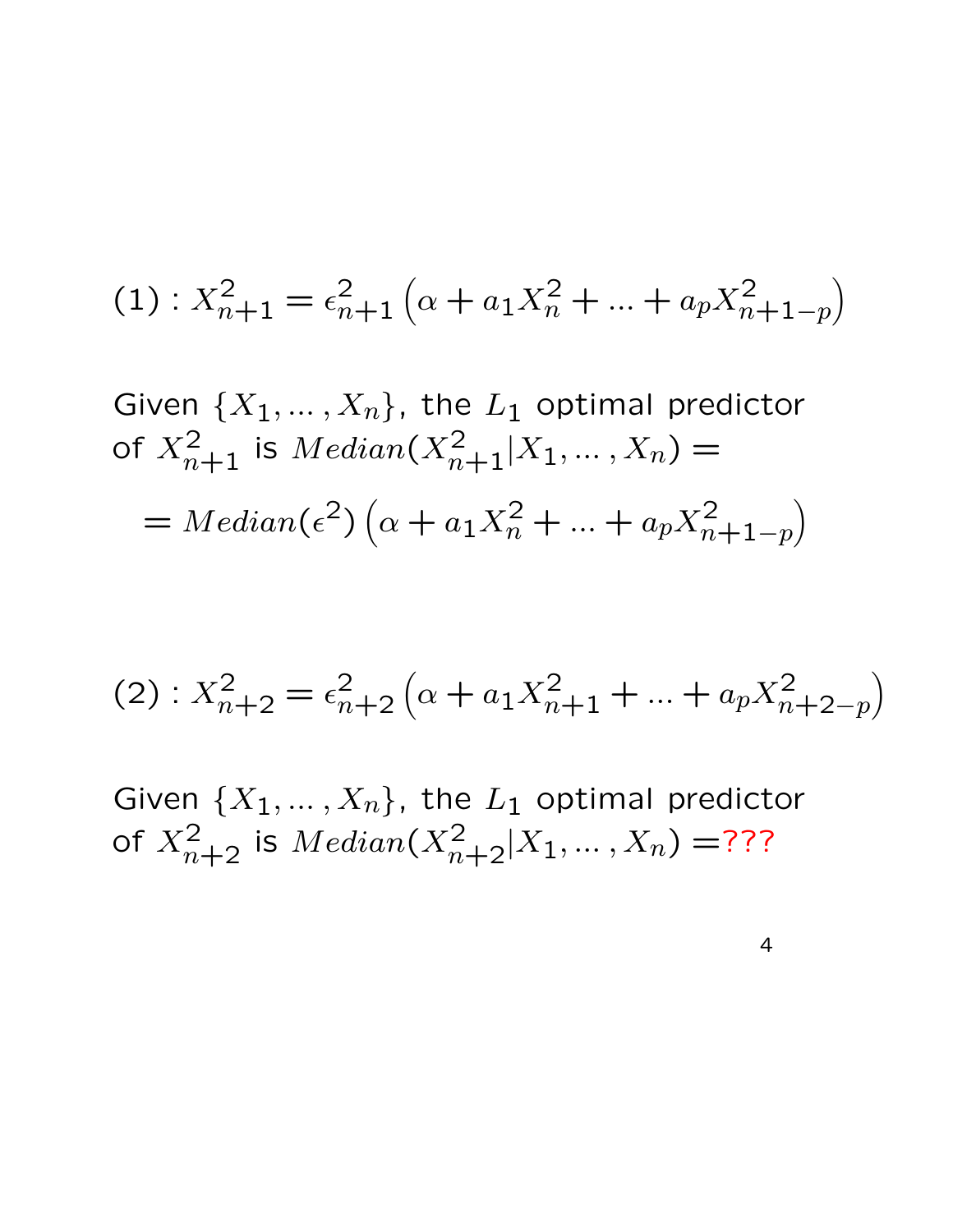(1) : $X_{n+1}^2 = \epsilon_{n+1}^2 \left(\alpha + a_1 X_n^2 + \ldots + a_p X_{n+1-p}^2\right)$

Given $\{X_1, \ldots, X_n\}$, the $L_1$ optimal predictor of $X_{n+1}^2$ is $Median(X_{n+1}^2 | X_1, \ldots, X_n) =$

$$= Median(\epsilon^2) \left(\alpha + a_1 X_n^2 + \ldots + a_p X_{n+1-p}^2\right)$$

(2) : $X_{n+2}^2 = \epsilon_{n+2}^2 \left(\alpha + a_1 X_{n+1}^2 + \ldots + a_p X_{n+2-p}^2\right)$

Given $\{X_1, \ldots, X_n\}$, the $L_1$ optimal predictor of $X_{n+2}^2$ is $Median(X_{n+2}^2 | X_1, \ldots, X_n) =$???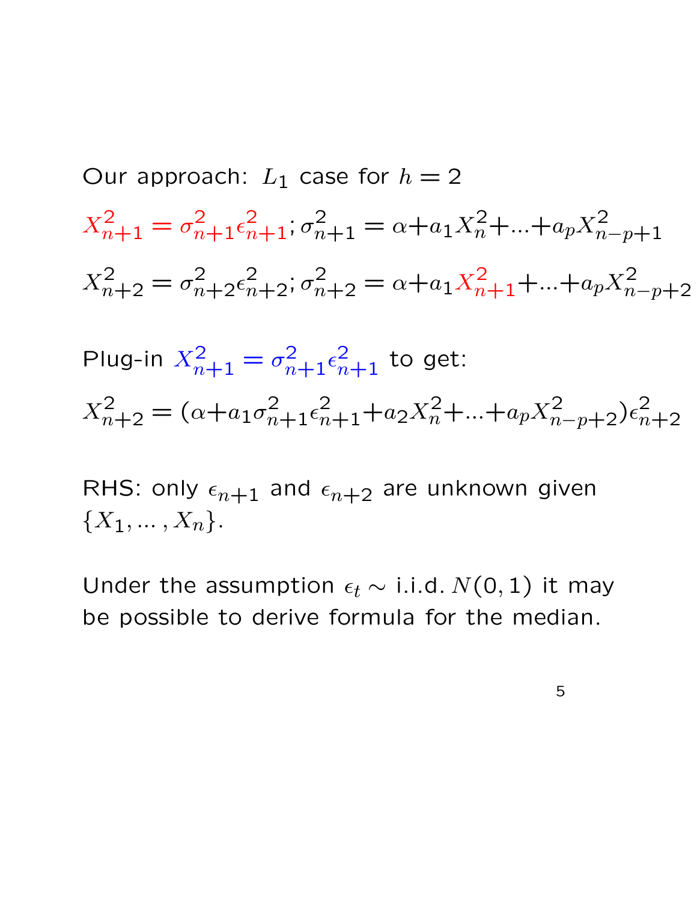Our approach: $L_1$ case for $h = 2$

$$X_{n+1}^2 = \sigma_{n+1}^2 \epsilon_{n+1}^2; \sigma_{n+1}^2 = \alpha + a_1 X_n^2 + ... + a_p X_{n-p+1}^2$$

$$X_{n+2}^2 = \sigma_{n+2}^2 \epsilon_{n+2}^2; \sigma_{n+2}^2 = \alpha + a_1 X_{n+1}^2 + ... + a_p X_{n-p+2}^2$$

Plug-in $X_{n+1}^2 = \sigma_{n+1}^2 \epsilon_{n+1}^2$ to get:

$$X_{n+2}^2 = (\alpha + a_1 \sigma_{n+1}^2 \epsilon_{n+1}^2 + a_2 X_n^2 + ... + a_p X_{n-p+2}^2) \epsilon_{n+2}^2$$

RHS: only $\epsilon_{n+1}$ and $\epsilon_{n+2}$ are unknown given $\{X_1, \ldots, X_n\}$.

Under the assumption $\epsilon_t \sim$ i.i.d. $N(0, 1)$ it may be possible to derive formula for the median.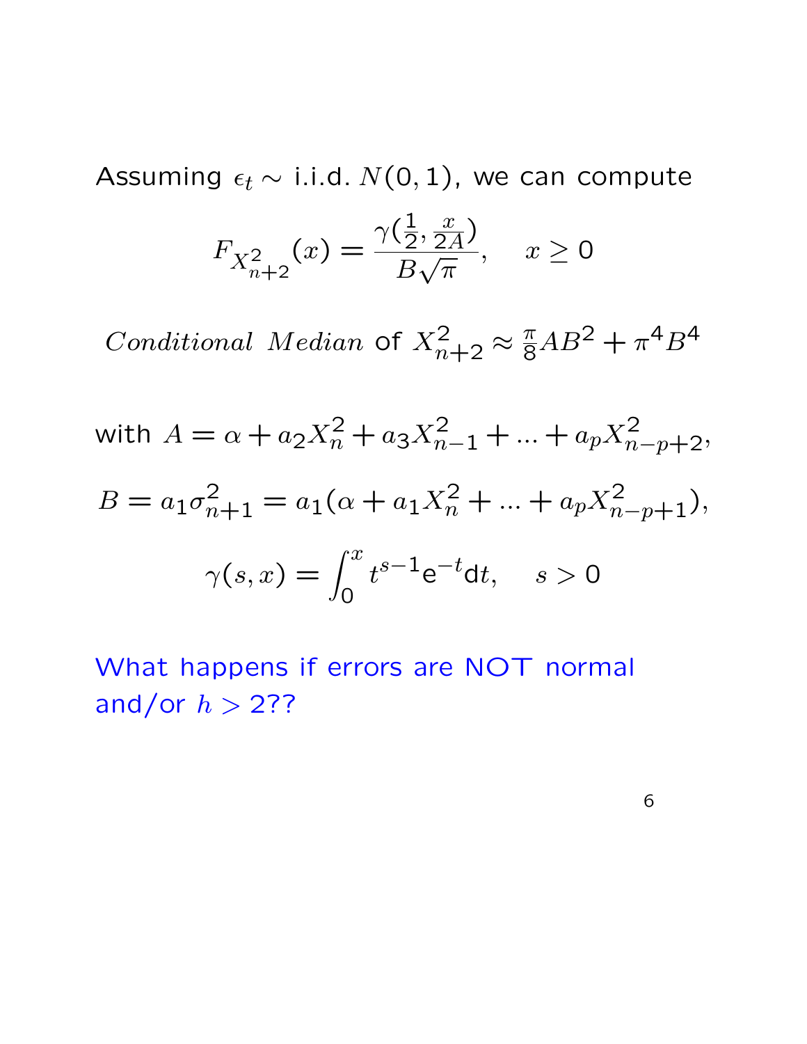Assuming $\epsilon_t \sim$ i.i.d. $N(0,1)$, we can compute

$$F_{X^2_{n+2}}(x) = \frac{\gamma(\frac{1}{2}, \frac{x}{2A})}{B\sqrt{\pi}}, \quad x \geq 0$$

$$\textit{Conditional Median} \text{ of } X^2_{n+2} \approx \frac{\pi}{8}AB^2 + \pi^4 B^4$$

with $A = \alpha + a_2 X^2_n + a_3 X^2_{n-1} + ... + a_p X^2_{n-p+2}$,

$$B = a_1 \sigma^2_{n+1} = a_1(\alpha + a_1 X^2_n + ... + a_p X^2_{n-p+1}),$$

$$\gamma(s,x) = \int_0^x t^{s-1} \mathrm{e}^{-t} \mathrm{d}t, \quad s > 0$$

What happens if errors are NOT normal and/or $h > 2$??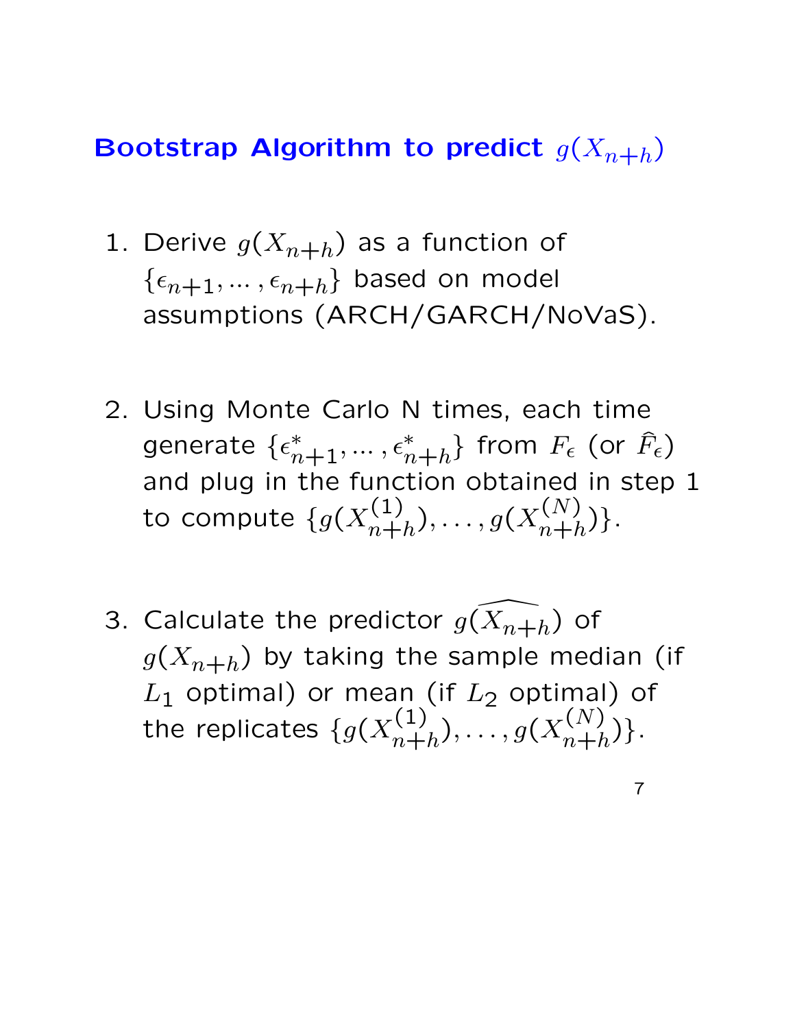## Bootstrap Algorithm to predict $g(X_{n+h})$

1. Derive $g(X_{n+h})$ as a function of $\{\epsilon_{n+1}, \cdots, \epsilon_{n+h}\}$ based on model assumptions (ARCH/GARCH/NoVaS).

2. Using Monte Carlo N times, each time generate $\{\epsilon^*_{n+1}, \cdots, \epsilon^*_{n+h}\}$ from $F_\epsilon$ (or $\widehat{F}_\epsilon$) and plug in the function obtained in step 1 to compute $\{g(X^{(1)}_{n+h}), \ldots, g(X^{(N)}_{n+h})\}$.

3. Calculate the predictor $g(\widehat{X_{n+h}})$ of $g(X_{n+h})$ by taking the sample median (if $L_1$ optimal) or mean (if $L_2$ optimal) of the replicates $\{g(X^{(1)}_{n+h}), \ldots, g(X^{(N)}_{n+h})\}$.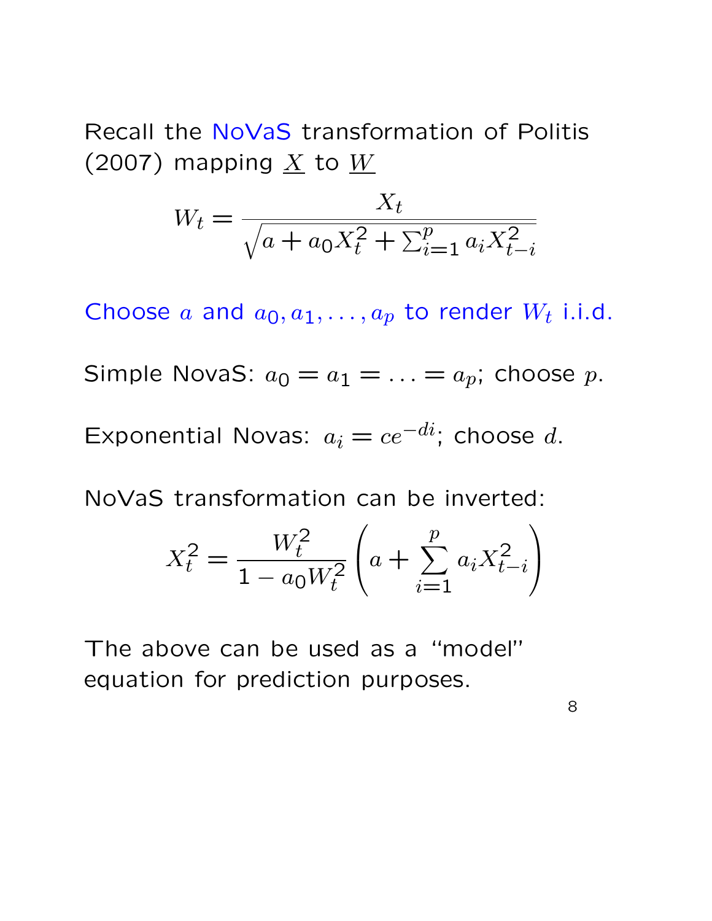Recall the NoVaS transformation of Politis (2007) mapping $\underline{X}$ to $\underline{W}$

$$W_t = \frac{X_t}{\sqrt{a + a_0 X_t^2 + \sum_{i=1}^{p} a_i X_{t-i}^2}}$$

Choose $a$ and $a_0, a_1, \ldots, a_p$ to render $W_t$ i.i.d.

Simple NovaS: $a_0 = a_1 = \ldots = a_p$; choose $p$.

Exponential Novas: $a_i = ce^{-di}$; choose $d$.

NoVaS transformation can be inverted:

$$X_t^2 = \frac{W_t^2}{1 - a_0 W_t^2} \left( a + \sum_{i=1}^{p} a_i X_{t-i}^2 \right)$$

The above can be used as a "model" equation for prediction purposes.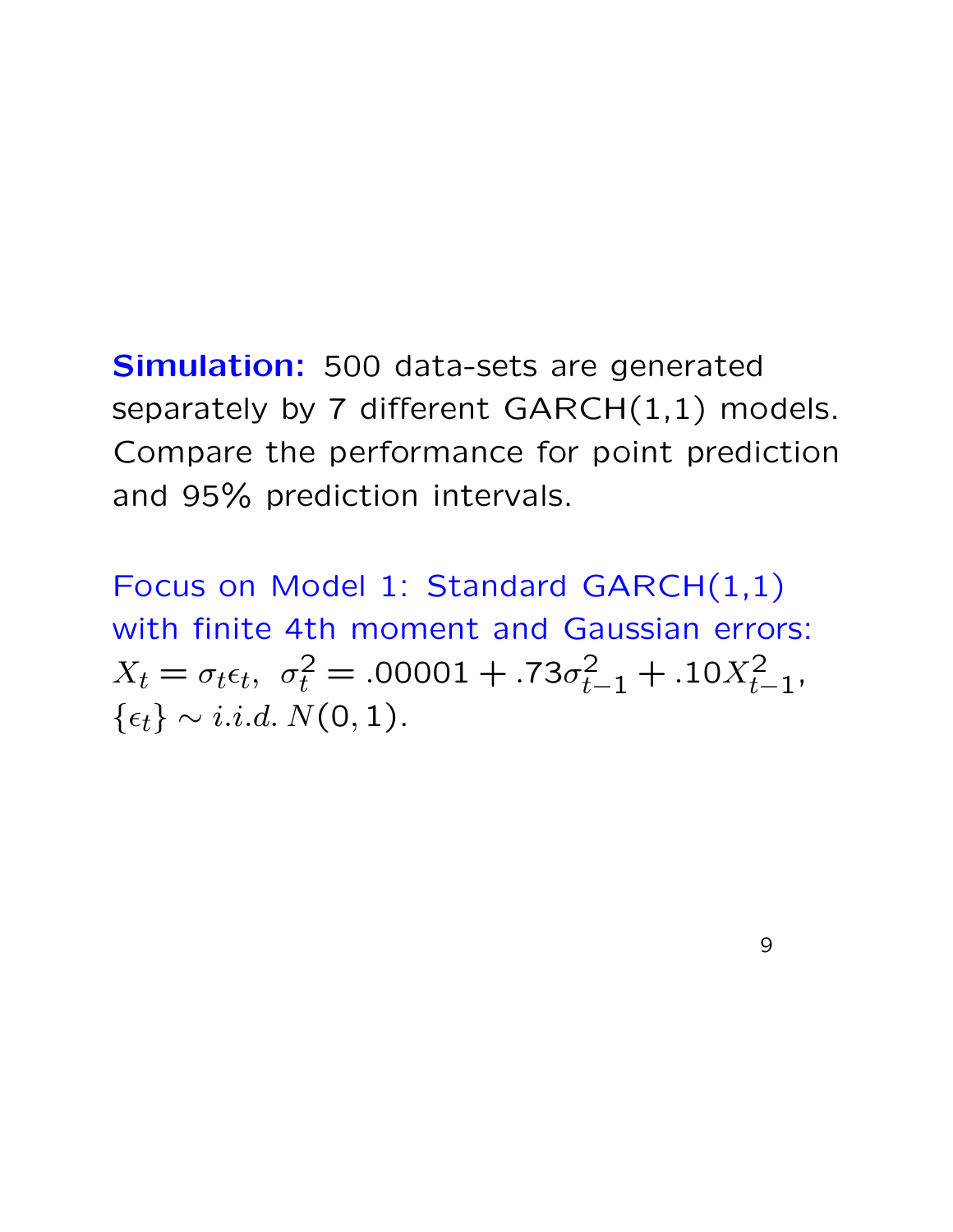**Simulation:** 500 data-sets are generated separately by 7 different GARCH(1,1) models. Compare the performance for point prediction and 95% prediction intervals.

Focus on Model 1: Standard GARCH(1,1) with finite 4th moment and Gaussian errors: $X_t = \sigma_t \epsilon_t,\ \sigma_t^2 = .00001 + .73\sigma_{t-1}^2 + .10X_{t-1}^2$, $\{\epsilon_t\} \sim i.i.d.\, N(0,1)$.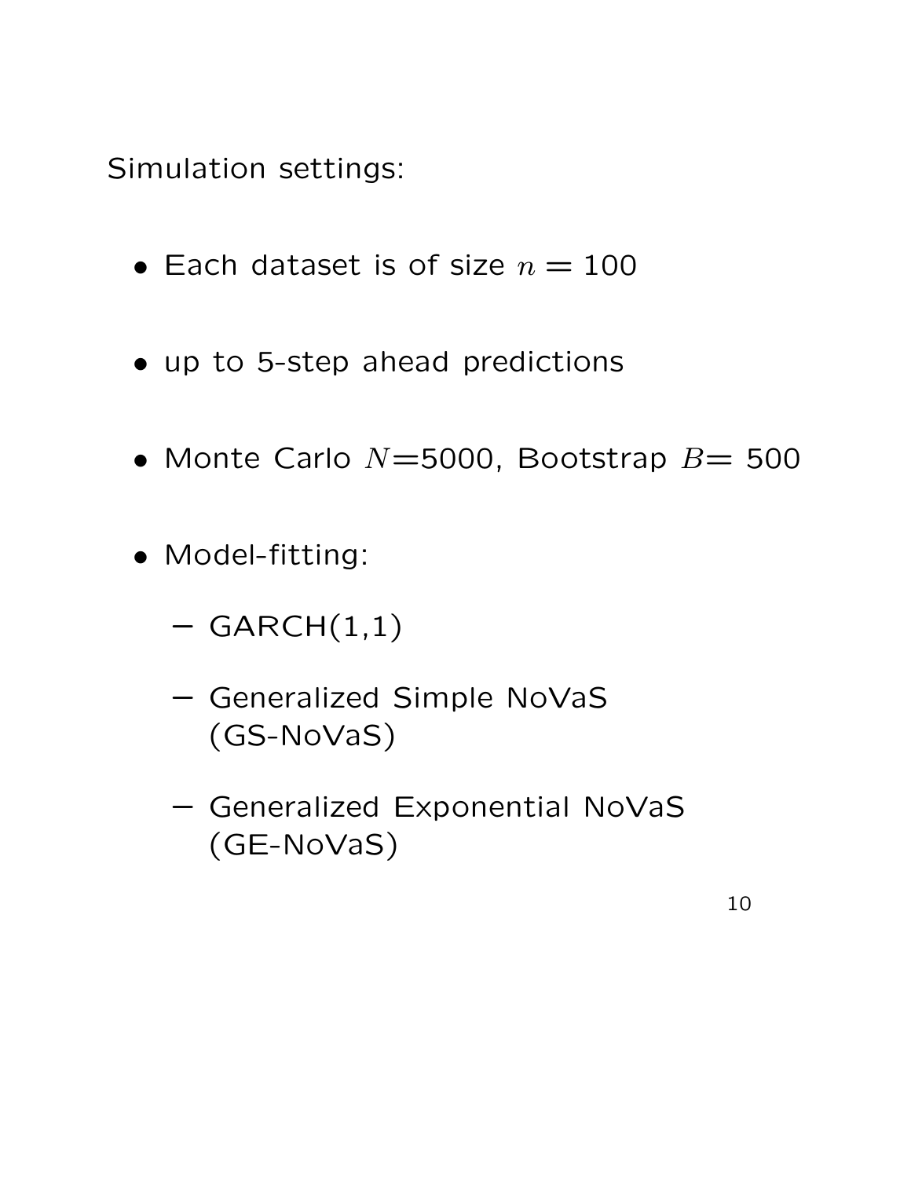Simulation settings:

- Each dataset is of size $n = 100$
- up to 5-step ahead predictions
- Monte Carlo $N$=5000, Bootstrap $B$= 500
- Model-fitting:
  - GARCH(1,1)
  - Generalized Simple NoVaS (GS-NoVaS)
  - Generalized Exponential NoVaS (GE-NoVaS)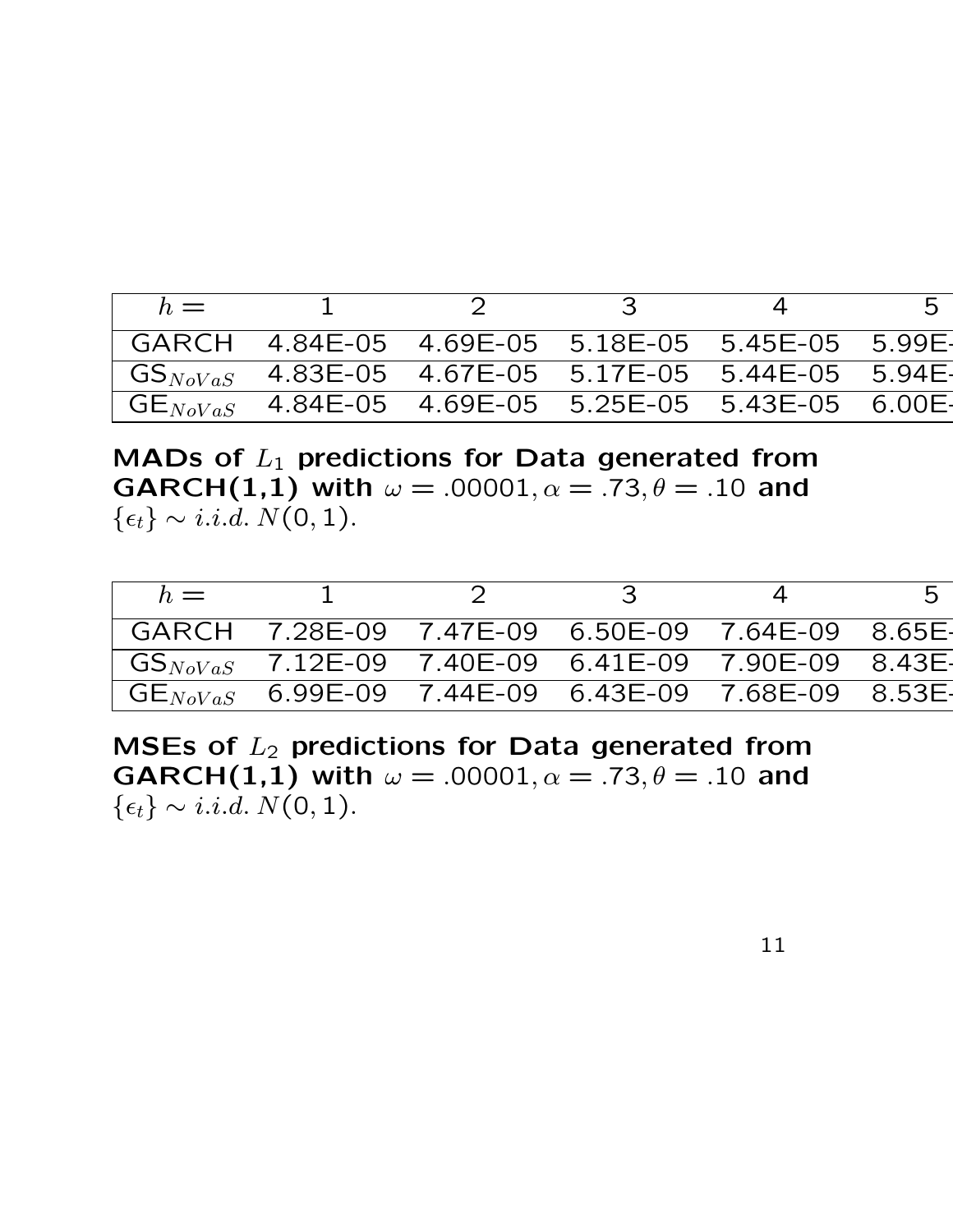| $h =$ | 1 | 2 | 3 | 4 | 5 |
|---|---|---|---|---|---|
| GARCH | 4.84E-05 | 4.69E-05 | 5.18E-05 | 5.45E-05 | 5.99E- |
| $\text{GS}_{NoVaS}$ | 4.83E-05 | 4.67E-05 | 5.17E-05 | 5.44E-05 | 5.94E- |
| $\text{GE}_{NoVaS}$ | 4.84E-05 | 4.69E-05 | 5.25E-05 | 5.43E-05 | 6.00E- |

**MADs of $L_1$ predictions for Data generated from GARCH(1,1) with $\omega = .00001, \alpha = .73, \theta = .10$ and** $\{\epsilon_t\} \sim i.i.d.\ N(0, 1)$.

| $h =$ | 1 | 2 | 3 | 4 | 5 |
|---|---|---|---|---|---|
| GARCH | 7.28E-09 | 7.47E-09 | 6.50E-09 | 7.64E-09 | 8.65E- |
| $\text{GS}_{NoVaS}$ | 7.12E-09 | 7.40E-09 | 6.41E-09 | 7.90E-09 | 8.43E- |
| $\text{GE}_{NoVaS}$ | 6.99E-09 | 7.44E-09 | 6.43E-09 | 7.68E-09 | 8.53E- |

**MSEs of $L_2$ predictions for Data generated from GARCH(1,1) with $\omega = .00001, \alpha = .73, \theta = .10$ and** $\{\epsilon_t\} \sim i.i.d.\ N(0, 1)$.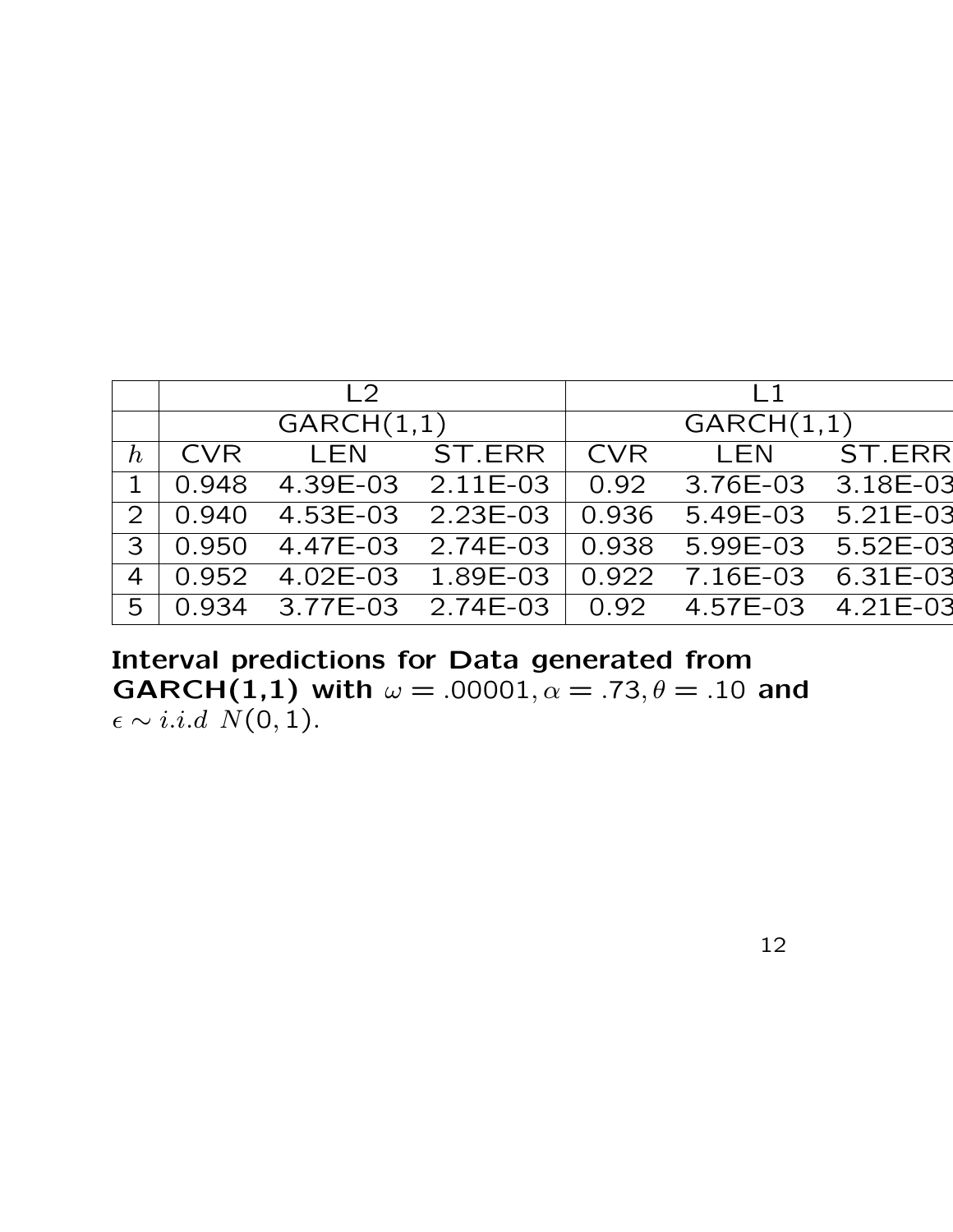| | L2 | | | L1 | | |
|---|---|---|---|---|---|---|
| | GARCH(1,1) | | | GARCH(1,1) | | |
| $h$ | CVR | LEN | ST.ERR | CVR | LEN | ST.ERR |
| 1 | 0.948 | 4.39E-03 | 2.11E-03 | 0.92 | 3.76E-03 | 3.18E-03 |
| 2 | 0.940 | 4.53E-03 | 2.23E-03 | 0.936 | 5.49E-03 | 5.21E-03 |
| 3 | 0.950 | 4.47E-03 | 2.74E-03 | 0.938 | 5.99E-03 | 5.52E-03 |
| 4 | 0.952 | 4.02E-03 | 1.89E-03 | 0.922 | 7.16E-03 | 6.31E-03 |
| 5 | 0.934 | 3.77E-03 | 2.74E-03 | 0.92 | 4.57E-03 | 4.21E-03 |

**Interval predictions for Data generated from GARCH(1,1) with $\omega = .00001, \alpha = .73, \theta = .10$ and** $\epsilon \sim i.i.d\ N(0,1)$.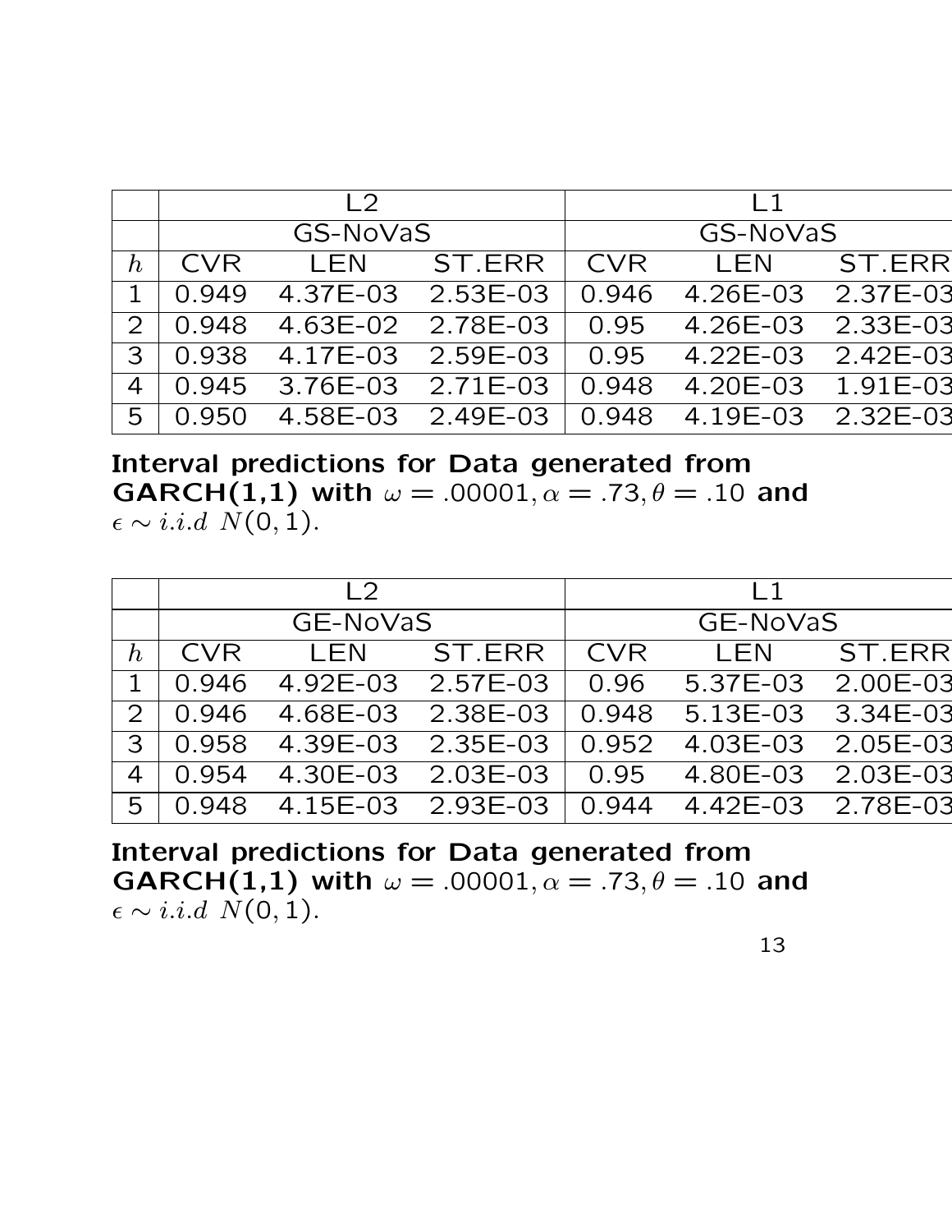| | L2 | | | L1 | | |
|---|---|---|---|---|---|---|
| | GS-NoVaS | | | GS-NoVaS | | |
| $h$ | CVR | LEN | ST.ERR | CVR | LEN | ST.ERR |
| 1 | 0.949 | 4.37E-03 | 2.53E-03 | 0.946 | 4.26E-03 | 2.37E-03 |
| 2 | 0.948 | 4.63E-02 | 2.78E-03 | 0.95 | 4.26E-03 | 2.33E-03 |
| 3 | 0.938 | 4.17E-03 | 2.59E-03 | 0.95 | 4.22E-03 | 2.42E-03 |
| 4 | 0.945 | 3.76E-03 | 2.71E-03 | 0.948 | 4.20E-03 | 1.91E-03 |
| 5 | 0.950 | 4.58E-03 | 2.49E-03 | 0.948 | 4.19E-03 | 2.32E-03 |

**Interval predictions for Data generated from GARCH(1,1) with** $\omega = .00001, \alpha = .73, \theta = .10$ **and** $\epsilon \sim i.i.d\ N(0,1)$.

| | L2 | | | L1 | | |
|---|---|---|---|---|---|---|
| | GE-NoVaS | | | GE-NoVaS | | |
| $h$ | CVR | LEN | ST.ERR | CVR | LEN | ST.ERR |
| 1 | 0.946 | 4.92E-03 | 2.57E-03 | 0.96 | 5.37E-03 | 2.00E-03 |
| 2 | 0.946 | 4.68E-03 | 2.38E-03 | 0.948 | 5.13E-03 | 3.34E-03 |
| 3 | 0.958 | 4.39E-03 | 2.35E-03 | 0.952 | 4.03E-03 | 2.05E-03 |
| 4 | 0.954 | 4.30E-03 | 2.03E-03 | 0.95 | 4.80E-03 | 2.03E-03 |
| 5 | 0.948 | 4.15E-03 | 2.93E-03 | 0.944 | 4.42E-03 | 2.78E-03 |

**Interval predictions for Data generated from GARCH(1,1) with** $\omega = .00001, \alpha = .73, \theta = .10$ **and** $\epsilon \sim i.i.d\ N(0,1)$.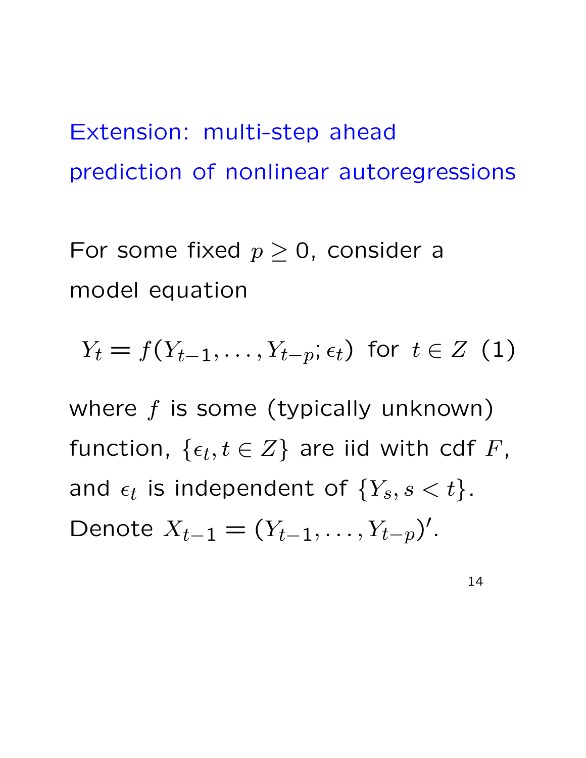## Extension: multi-step ahead prediction of nonlinear autoregressions

For some fixed $p \geq 0$, consider a model equation

$$Y_t = f(Y_{t-1}, \ldots, Y_{t-p}; \epsilon_t) \text{ for } t \in Z \quad (1)$$

where $f$ is some (typically unknown) function, $\{\epsilon_t, t \in Z\}$ are iid with cdf $F$, and $\epsilon_t$ is independent of $\{Y_s, s < t\}$. Denote $X_{t-1} = (Y_{t-1}, \ldots, Y_{t-p})'$.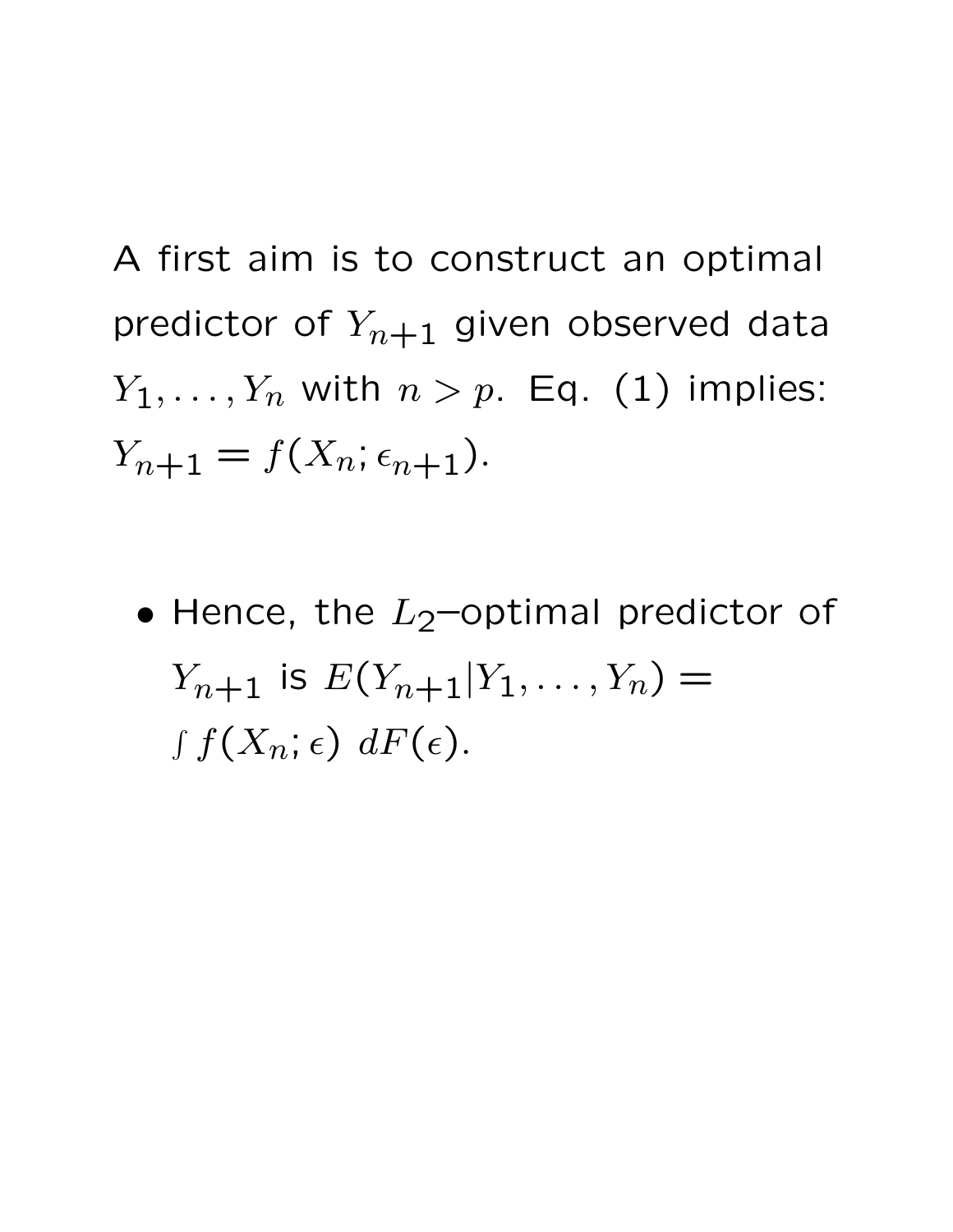A first aim is to construct an optimal predictor of $Y_{n+1}$ given observed data $Y_1, \ldots, Y_n$ with $n > p$. Eq. (1) implies: $Y_{n+1} = f(X_n; \epsilon_{n+1})$.

- Hence, the $L_2$–optimal predictor of $Y_{n+1}$ is $E(Y_{n+1}|Y_1, \ldots, Y_n) = \int f(X_n; \epsilon) \; dF(\epsilon)$.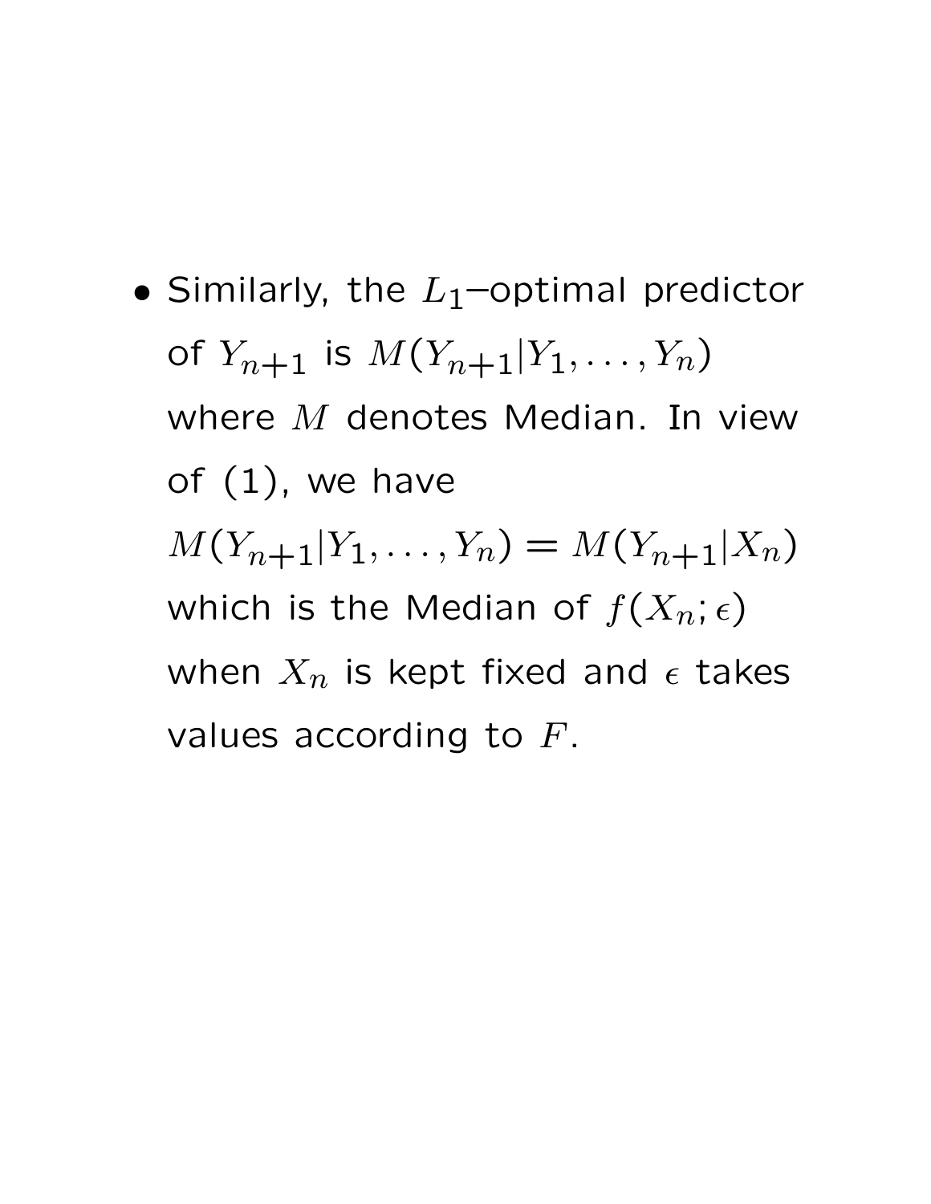- Similarly, the $L_1$–optimal predictor of $Y_{n+1}$ is $M(Y_{n+1}|Y_1, \ldots, Y_n)$ where $M$ denotes Median. In view of (1), we have $M(Y_{n+1}|Y_1, \ldots, Y_n) = M(Y_{n+1}|X_n)$ which is the Median of $f(X_n; \epsilon)$ when $X_n$ is kept fixed and $\epsilon$ takes values according to $F$.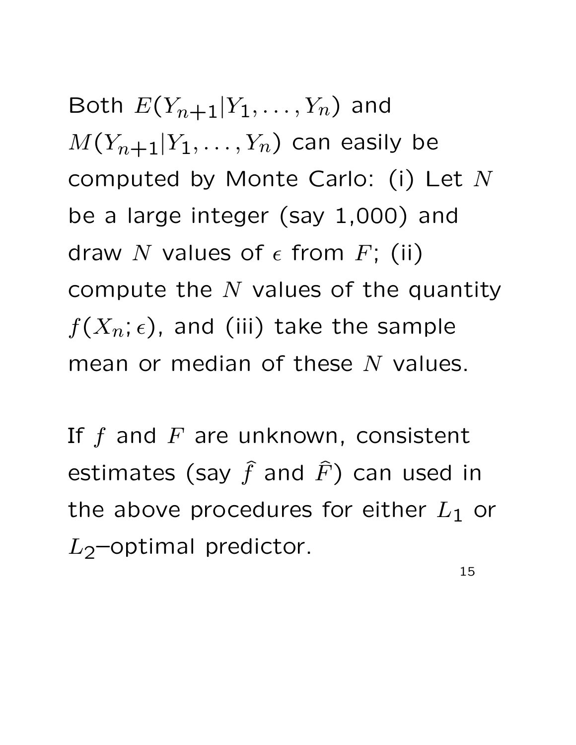Both $E(Y_{n+1}|Y_1, \ldots, Y_n)$ and $M(Y_{n+1}|Y_1, \ldots, Y_n)$ can easily be computed by Monte Carlo: (i) Let $N$ be a large integer (say 1,000) and draw $N$ values of $\epsilon$ from $F$; (ii) compute the $N$ values of the quantity $f(X_n; \epsilon)$, and (iii) take the sample mean or median of these $N$ values.

If $f$ and $F$ are unknown, consistent estimates (say $\widehat{f}$ and $\widehat{F}$) can used in the above procedures for either $L_1$ or $L_2$–optimal predictor.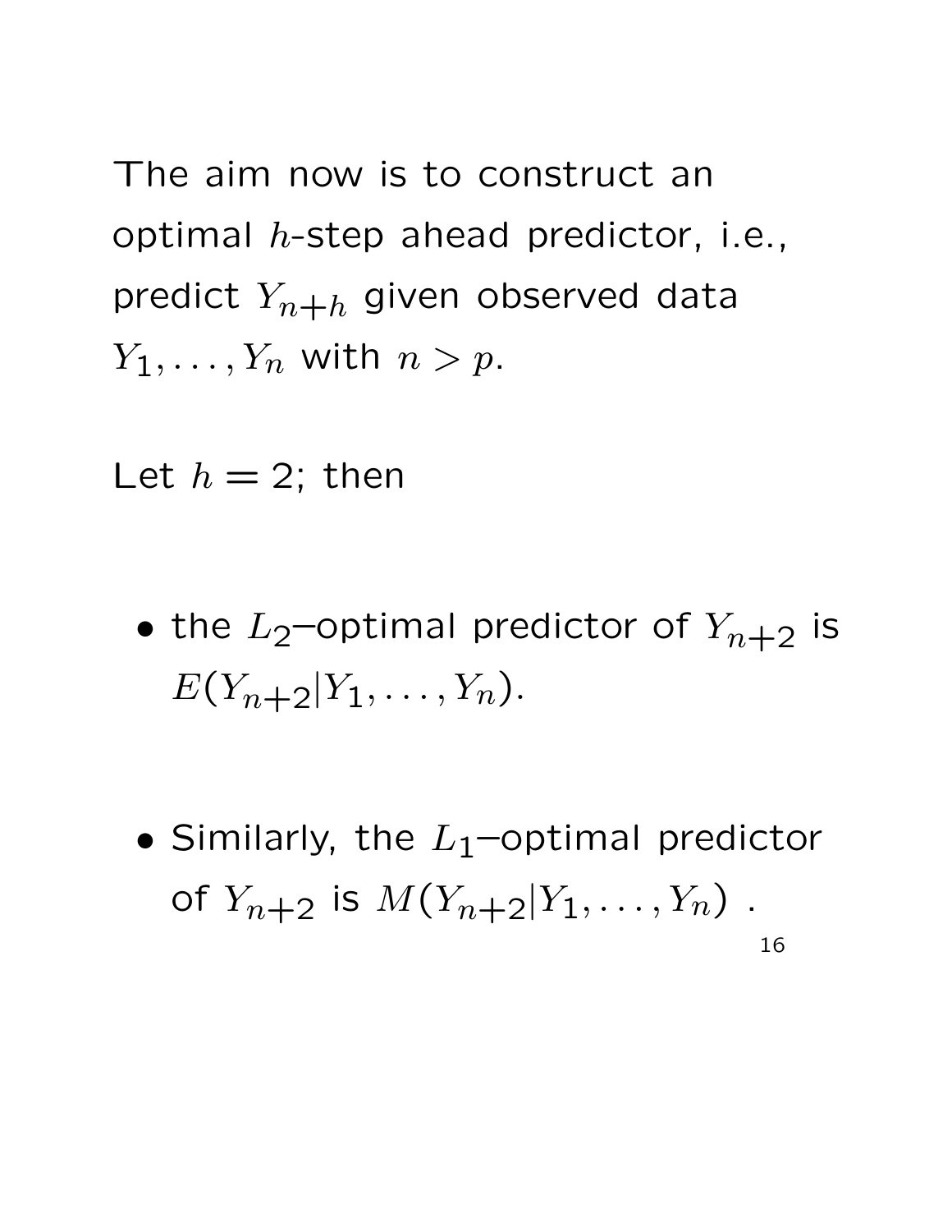The aim now is to construct an optimal $h$-step ahead predictor, i.e., predict $Y_{n+h}$ given observed data $Y_1, \ldots, Y_n$ with $n > p$.

Let $h = 2$; then

- the $L_2$–optimal predictor of $Y_{n+2}$ is $E(Y_{n+2}|Y_1, \ldots, Y_n)$.

- Similarly, the $L_1$–optimal predictor of $Y_{n+2}$ is $M(Y_{n+2}|Y_1, \ldots, Y_n)$ .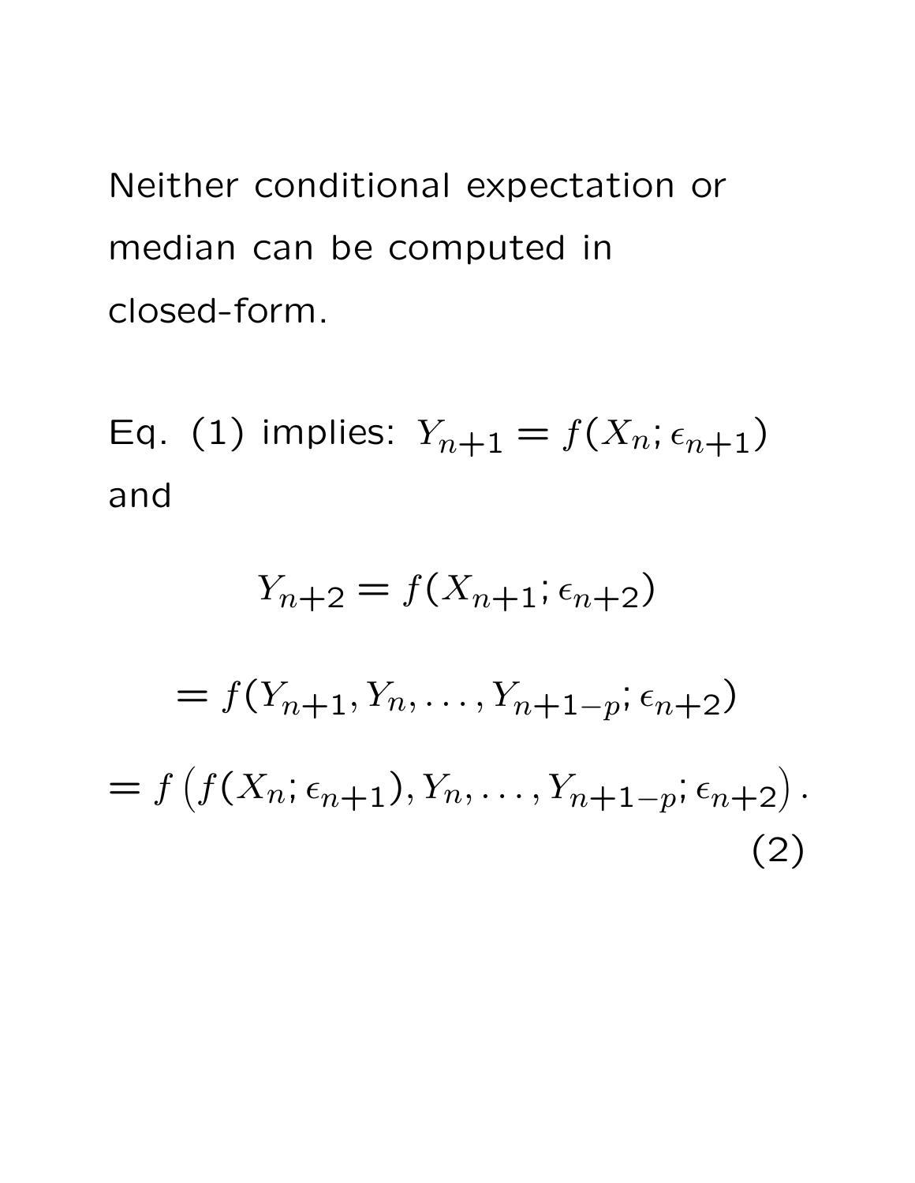Neither conditional expectation or median can be computed in closed-form.

Eq. (1) implies: $Y_{n+1} = f(X_n; \epsilon_{n+1})$ and

$$Y_{n+2} = f(X_{n+1}; \epsilon_{n+2})$$

$$= f(Y_{n+1}, Y_n, \ldots, Y_{n+1-p}; \epsilon_{n+2})$$

$$= f\left(f(X_n; \epsilon_{n+1}), Y_n, \ldots, Y_{n+1-p}; \epsilon_{n+2}\right). \tag{2}$$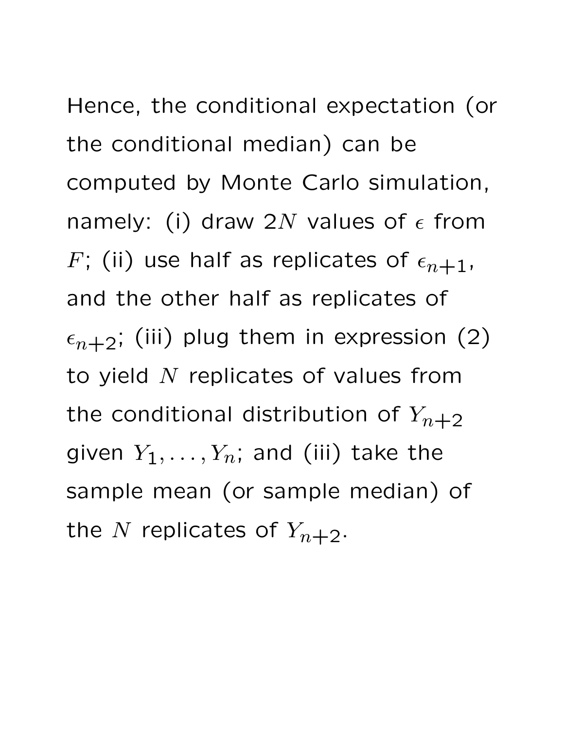Hence, the conditional expectation (or the conditional median) can be computed by Monte Carlo simulation, namely: (i) draw $2N$ values of $\epsilon$ from $F$; (ii) use half as replicates of $\epsilon_{n+1}$, and the other half as replicates of $\epsilon_{n+2}$; (iii) plug them in expression (2) to yield $N$ replicates of values from the conditional distribution of $Y_{n+2}$ given $Y_1, \ldots, Y_n$; and (iii) take the sample mean (or sample median) of the $N$ replicates of $Y_{n+2}$.